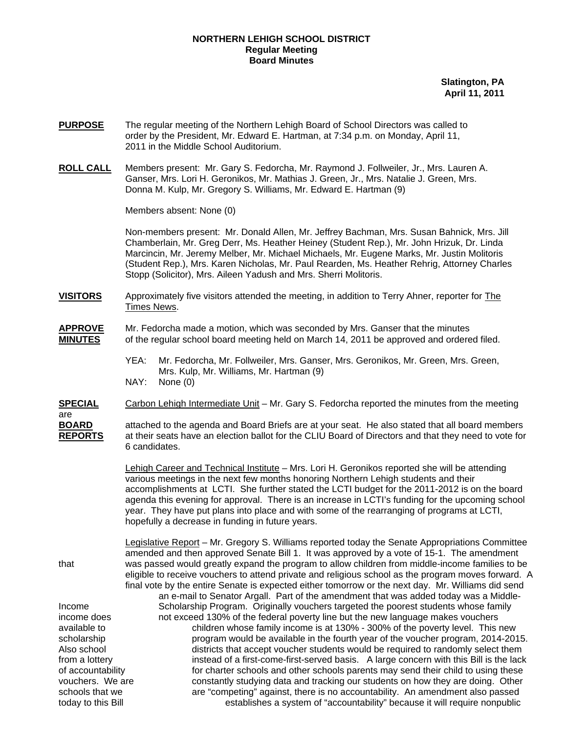**NORTHERN LEHIGH SCHOOL DISTRICT**
**Regular Meeting**
**Board Minutes**

**Slatington, PA**
**April 11, 2011**

**PURPOSE** The regular meeting of the Northern Lehigh Board of School Directors was called to order by the President, Mr. Edward E. Hartman, at 7:34 p.m. on Monday, April 11, 2011 in the Middle School Auditorium.

**ROLL CALL** Members present: Mr. Gary S. Fedorcha, Mr. Raymond J. Follweiler, Jr., Mrs. Lauren A. Ganser, Mrs. Lori H. Geronikos, Mr. Mathias J. Green, Jr., Mrs. Natalie J. Green, Mrs. Donna M. Kulp, Mr. Gregory S. Williams, Mr. Edward E. Hartman (9)

Members absent: None (0)

Non-members present: Mr. Donald Allen, Mr. Jeffrey Bachman, Mrs. Susan Bahnick, Mrs. Jill Chamberlain, Mr. Greg Derr, Ms. Heather Heiney (Student Rep.), Mr. John Hrizuk, Dr. Linda Marcincin, Mr. Jeremy Melber, Mr. Michael Michaels, Mr. Eugene Marks, Mr. Justin Molitoris (Student Rep.), Mrs. Karen Nicholas, Mr. Paul Rearden, Ms. Heather Rehrig, Attorney Charles Stopp (Solicitor), Mrs. Aileen Yadush and Mrs. Sherri Molitoris.

**VISITORS** Approximately five visitors attended the meeting, in addition to Terry Ahner, reporter for The Times News.

**APPROVE MINUTES** Mr. Fedorcha made a motion, which was seconded by Mrs. Ganser that the minutes of the regular school board meeting held on March 14, 2011 be approved and ordered filed.

YEA: Mr. Fedorcha, Mr. Follweiler, Mrs. Ganser, Mrs. Geronikos, Mr. Green, Mrs. Green, Mrs. Kulp, Mr. Williams, Mr. Hartman (9)
NAY: None (0)

**SPECIAL BOARD REPORTS** Carbon Lehigh Intermediate Unit – Mr. Gary S. Fedorcha reported the minutes from the meeting are attached to the agenda and Board Briefs are at your seat. He also stated that all board members at their seats have an election ballot for the CLIU Board of Directors and that they need to vote for 6 candidates.

Lehigh Career and Technical Institute – Mrs. Lori H. Geronikos reported she will be attending various meetings in the next few months honoring Northern Lehigh students and their accomplishments at LCTI. She further stated the LCTI budget for the 2011-2012 is on the board agenda this evening for approval. There is an increase in LCTI's funding for the upcoming school year. They have put plans into place and with some of the rearranging of programs at LCTI, hopefully a decrease in funding in future years.

Legislative Report – Mr. Gregory S. Williams reported today the Senate Appropriations Committee amended and then approved Senate Bill 1. It was approved by a vote of 15-1. The amendment that was passed would greatly expand the program to allow children from middle-income families to be eligible to receive vouchers to attend private and religious school as the program moves forward. A final vote by the entire Senate is expected either tomorrow or the next day. Mr. Williams did send an e-mail to Senator Argall. Part of the amendment that was added today was a Middle-Income Scholarship Program. Originally vouchers targeted the poorest students whose family income does not exceed 130% of the federal poverty line but the new language makes vouchers available to children whose family income is at 130% - 300% of the poverty level. This new scholarship program would be available in the fourth year of the voucher program, 2014-2015. Also school districts that accept voucher students would be required to randomly select them from a lottery instead of a first-come-first-served basis. A large concern with this Bill is the lack of accountability for charter schools and other schools parents may send their child to using these vouchers. We are constantly studying data and tracking our students on how they are doing. Other schools that we are "competing" against, there is no accountability. An amendment also passed today to this Bill establishes a system of "accountability" because it will require nonpublic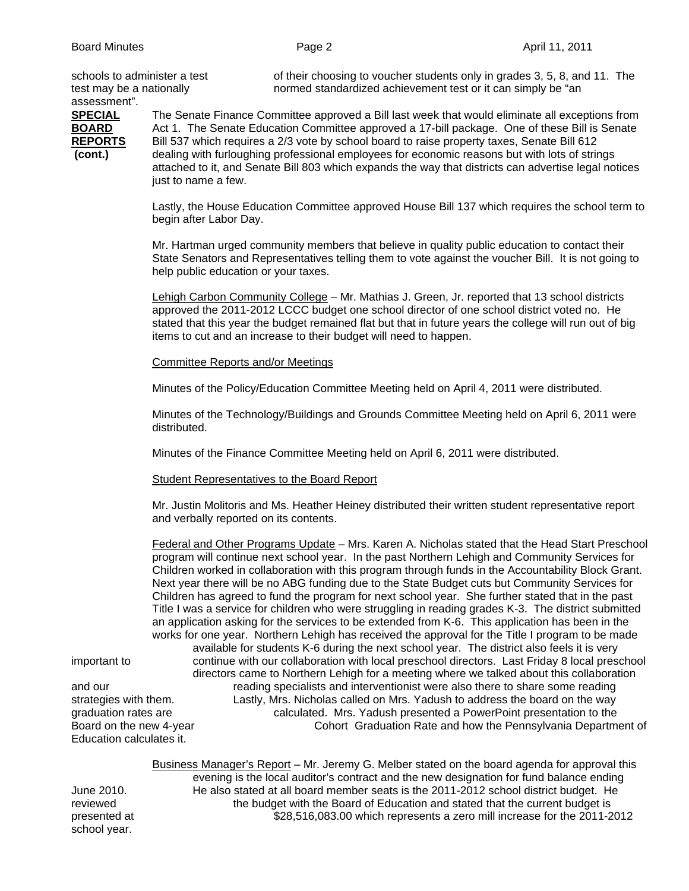schools to administer a test of their choosing to voucher students only in grades 3, 5, 8, and 11. The test may be a nationally normed standardized achievement test or it can simply be "an assessment".

**SPECIAL BOARD REPORTS (cont.)**

The Senate Finance Committee approved a Bill last week that would eliminate all exceptions from Act 1. The Senate Education Committee approved a 17-bill package. One of these Bill is Senate Bill 537 which requires a 2/3 vote by school board to raise property taxes, Senate Bill 612 dealing with furloughing professional employees for economic reasons but with lots of strings attached to it, and Senate Bill 803 which expands the way that districts can advertise legal notices just to name a few.

Lastly, the House Education Committee approved House Bill 137 which requires the school term to begin after Labor Day.

Mr. Hartman urged community members that believe in quality public education to contact their State Senators and Representatives telling them to vote against the voucher Bill. It is not going to help public education or your taxes.

Lehigh Carbon Community College – Mr. Mathias J. Green, Jr. reported that 13 school districts approved the 2011-2012 LCCC budget one school director of one school district voted no. He stated that this year the budget remained flat but that in future years the college will run out of big items to cut and an increase to their budget will need to happen.

Committee Reports and/or Meetings

Minutes of the Policy/Education Committee Meeting held on April 4, 2011 were distributed.

Minutes of the Technology/Buildings and Grounds Committee Meeting held on April 6, 2011 were distributed.

Minutes of the Finance Committee Meeting held on April 6, 2011 were distributed.

Student Representatives to the Board Report

Mr. Justin Molitoris and Ms. Heather Heiney distributed their written student representative report and verbally reported on its contents.

Federal and Other Programs Update – Mrs. Karen A. Nicholas stated that the Head Start Preschool program will continue next school year. In the past Northern Lehigh and Community Services for Children worked in collaboration with this program through funds in the Accountability Block Grant. Next year there will be no ABG funding due to the State Budget cuts but Community Services for Children has agreed to fund the program for next school year. She further stated that in the past Title I was a service for children who were struggling in reading grades K-3. The district submitted an application asking for the services to be extended from K-6. This application has been in the works for one year. Northern Lehigh has received the approval for the Title I program to be made available for students K-6 during the next school year. The district also feels it is very important to continue with our collaboration with local preschool directors. Last Friday 8 local preschool directors came to Northern Lehigh for a meeting where we talked about this collaboration and our reading specialists and interventionist were also there to share some reading strategies with them. Lastly, Mrs. Nicholas called on Mrs. Yadush to address the board on the way graduation rates are calculated. Mrs. Yadush presented a PowerPoint presentation to the Board on the new 4-year Cohort Graduation Rate and how the Pennsylvania Department of Education calculates it.

Business Manager's Report – Mr. Jeremy G. Melber stated on the board agenda for approval this evening is the local auditor's contract and the new designation for fund balance ending June 2010. He also stated at all board member seats is the 2011-2012 school district budget. He reviewed the budget with the Board of Education and stated that the current budget is presented at $28,516,083.00 which represents a zero mill increase for the 2011-2012 school year.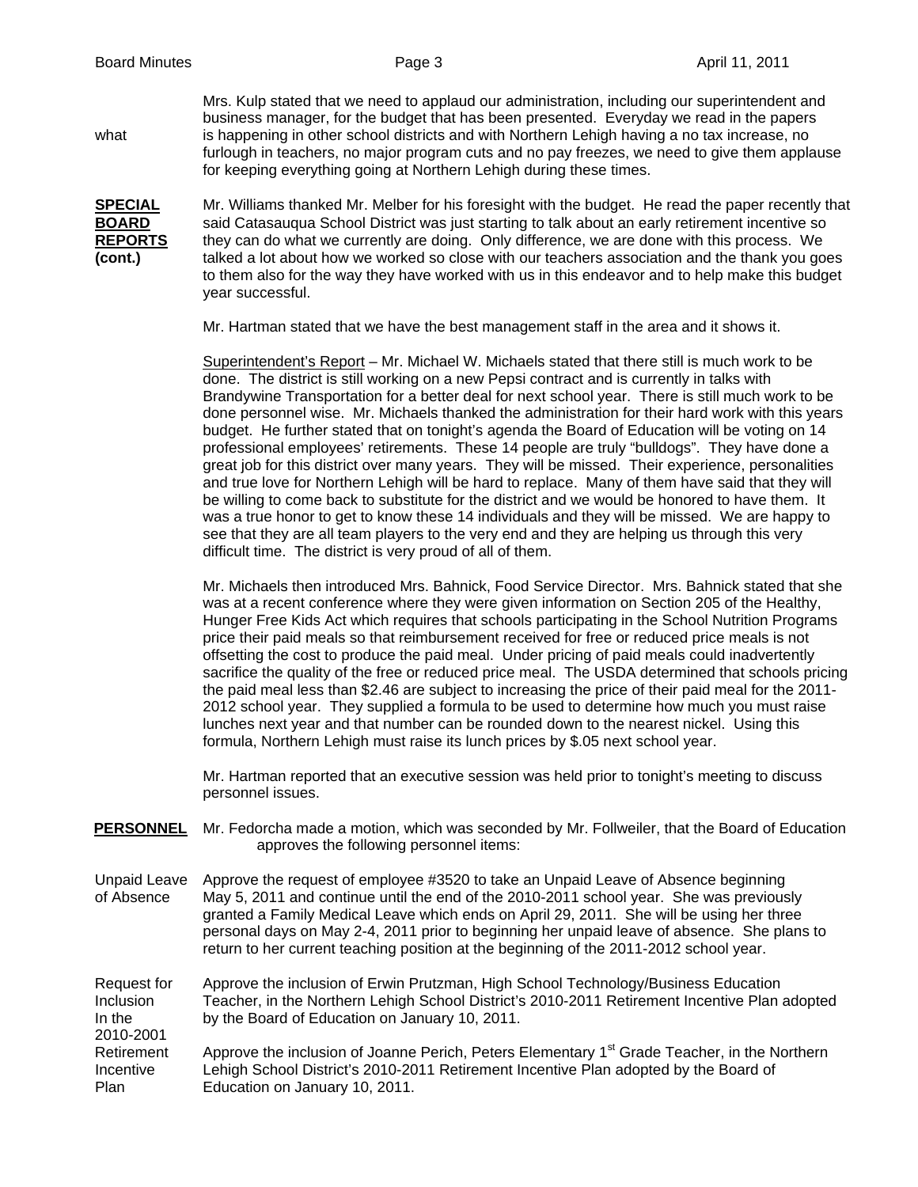what

Mrs. Kulp stated that we need to applaud our administration, including our superintendent and business manager, for the budget that has been presented. Everyday we read in the papers is happening in other school districts and with Northern Lehigh having a no tax increase, no furlough in teachers, no major program cuts and no pay freezes, we need to give them applause for keeping everything going at Northern Lehigh during these times.

**SPECIAL BOARD REPORTS (cont.)**

Mr. Williams thanked Mr. Melber for his foresight with the budget. He read the paper recently that said Catasauqua School District was just starting to talk about an early retirement incentive so they can do what we currently are doing. Only difference, we are done with this process. We talked a lot about how we worked so close with our teachers association and the thank you goes to them also for the way they have worked with us in this endeavor and to help make this budget year successful.

Mr. Hartman stated that we have the best management staff in the area and it shows it.

Superintendent's Report – Mr. Michael W. Michaels stated that there still is much work to be done. The district is still working on a new Pepsi contract and is currently in talks with Brandywine Transportation for a better deal for next school year. There is still much work to be done personnel wise. Mr. Michaels thanked the administration for their hard work with this years budget. He further stated that on tonight's agenda the Board of Education will be voting on 14 professional employees' retirements. These 14 people are truly "bulldogs". They have done a great job for this district over many years. They will be missed. Their experience, personalities and true love for Northern Lehigh will be hard to replace. Many of them have said that they will be willing to come back to substitute for the district and we would be honored to have them. It was a true honor to get to know these 14 individuals and they will be missed. We are happy to see that they are all team players to the very end and they are helping us through this very difficult time. The district is very proud of all of them.

Mr. Michaels then introduced Mrs. Bahnick, Food Service Director. Mrs. Bahnick stated that she was at a recent conference where they were given information on Section 205 of the Healthy, Hunger Free Kids Act which requires that schools participating in the School Nutrition Programs price their paid meals so that reimbursement received for free or reduced price meals is not offsetting the cost to produce the paid meal. Under pricing of paid meals could inadvertently sacrifice the quality of the free or reduced price meal. The USDA determined that schools pricing the paid meal less than $2.46 are subject to increasing the price of their paid meal for the 2011-2012 school year. They supplied a formula to be used to determine how much you must raise lunches next year and that number can be rounded down to the nearest nickel. Using this formula, Northern Lehigh must raise its lunch prices by $.05 next school year.

Mr. Hartman reported that an executive session was held prior to tonight's meeting to discuss personnel issues.

**PERSONNEL**

Mr. Fedorcha made a motion, which was seconded by Mr. Follweiler, that the Board of Education approves the following personnel items:

Unpaid Leave of Absence

Approve the request of employee #3520 to take an Unpaid Leave of Absence beginning May 5, 2011 and continue until the end of the 2010-2011 school year. She was previously granted a Family Medical Leave which ends on April 29, 2011. She will be using her three personal days on May 2-4, 2011 prior to beginning her unpaid leave of absence. She plans to return to her current teaching position at the beginning of the 2011-2012 school year.

Request for Inclusion In the 2010-2001 Retirement Incentive Plan

Approve the inclusion of Erwin Prutzman, High School Technology/Business Education Teacher, in the Northern Lehigh School District's 2010-2011 Retirement Incentive Plan adopted by the Board of Education on January 10, 2011.

Approve the inclusion of Joanne Perich, Peters Elementary 1st Grade Teacher, in the Northern Lehigh School District's 2010-2011 Retirement Incentive Plan adopted by the Board of Education on January 10, 2011.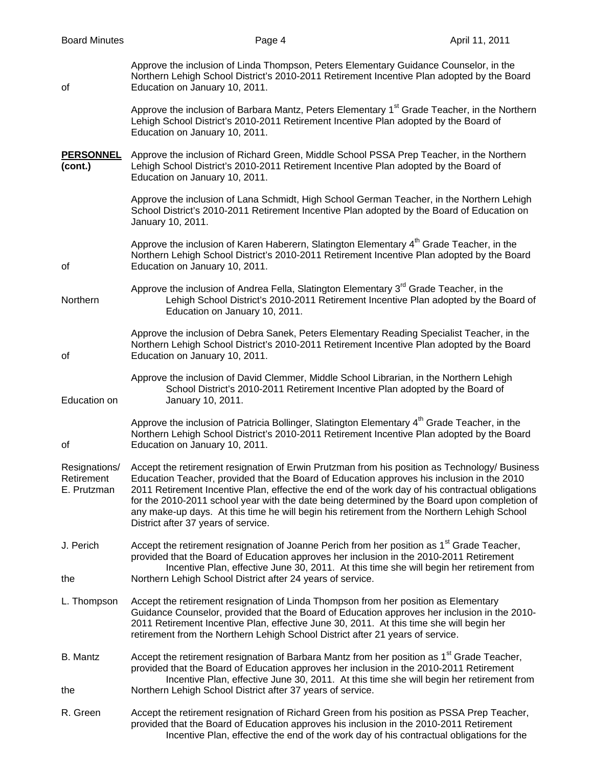of Approve the inclusion of Linda Thompson, Peters Elementary Guidance Counselor, in the Northern Lehigh School District's 2010-2011 Retirement Incentive Plan adopted by the Board Education on January 10, 2011.

Approve the inclusion of Barbara Mantz, Peters Elementary 1st Grade Teacher, in the Northern Lehigh School District's 2010-2011 Retirement Incentive Plan adopted by the Board of Education on January 10, 2011.

**PERSONNEL (cont.)**

Approve the inclusion of Richard Green, Middle School PSSA Prep Teacher, in the Northern Lehigh School District's 2010-2011 Retirement Incentive Plan adopted by the Board of Education on January 10, 2011.

Approve the inclusion of Lana Schmidt, High School German Teacher, in the Northern Lehigh School District's 2010-2011 Retirement Incentive Plan adopted by the Board of Education on January 10, 2011.

of Approve the inclusion of Karen Haberern, Slatington Elementary 4th Grade Teacher, in the Northern Lehigh School District's 2010-2011 Retirement Incentive Plan adopted by the Board Education on January 10, 2011.

Northern Approve the inclusion of Andrea Fella, Slatington Elementary 3rd Grade Teacher, in the Lehigh School District's 2010-2011 Retirement Incentive Plan adopted by the Board of Education on January 10, 2011.

of Approve the inclusion of Debra Sanek, Peters Elementary Reading Specialist Teacher, in the Northern Lehigh School District's 2010-2011 Retirement Incentive Plan adopted by the Board Education on January 10, 2011.

Education on Approve the inclusion of David Clemmer, Middle School Librarian, in the Northern Lehigh School District's 2010-2011 Retirement Incentive Plan adopted by the Board of January 10, 2011.

of Approve the inclusion of Patricia Bollinger, Slatington Elementary 4th Grade Teacher, in the Northern Lehigh School District's 2010-2011 Retirement Incentive Plan adopted by the Board Education on January 10, 2011.

Resignations/ Retirement E. Prutzman

Accept the retirement resignation of Erwin Prutzman from his position as Technology/ Business Education Teacher, provided that the Board of Education approves his inclusion in the 2010 2011 Retirement Incentive Plan, effective the end of the work day of his contractual obligations for the 2010-2011 school year with the date being determined by the Board upon completion of any make-up days. At this time he will begin his retirement from the Northern Lehigh School District after 37 years of service.

J. Perich

Accept the retirement resignation of Joanne Perich from her position as 1st Grade Teacher, provided that the Board of Education approves her inclusion in the 2010-2011 Retirement Incentive Plan, effective June 30, 2011. At this time she will begin her retirement from the Northern Lehigh School District after 24 years of service.

L. Thompson

Accept the retirement resignation of Linda Thompson from her position as Elementary Guidance Counselor, provided that the Board of Education approves her inclusion in the 2010-2011 Retirement Incentive Plan, effective June 30, 2011. At this time she will begin her retirement from the Northern Lehigh School District after 21 years of service.

B. Mantz

Accept the retirement resignation of Barbara Mantz from her position as 1st Grade Teacher, provided that the Board of Education approves her inclusion in the 2010-2011 Retirement Incentive Plan, effective June 30, 2011. At this time she will begin her retirement from the Northern Lehigh School District after 37 years of service.

R. Green

Accept the retirement resignation of Richard Green from his position as PSSA Prep Teacher, provided that the Board of Education approves his inclusion in the 2010-2011 Retirement Incentive Plan, effective the end of the work day of his contractual obligations for the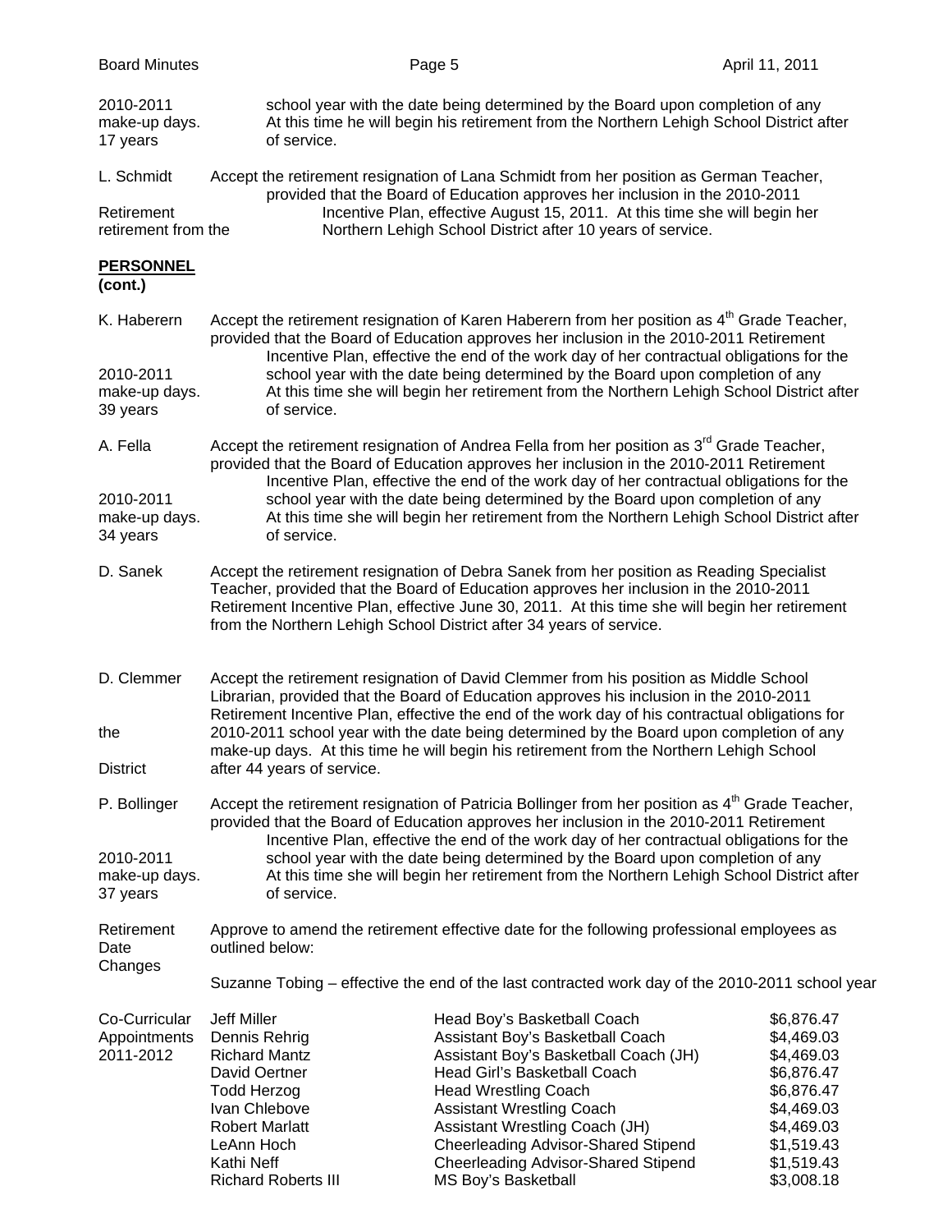2010-2011 make-up days. 17 years — school year with the date being determined by the Board upon completion of any make-up days. At this time he will begin his retirement from the Northern Lehigh School District after 17 years of service.

**L. Schmidt Retirement** — Accept the retirement resignation of Lana Schmidt from her position as German Teacher, provided that the Board of Education approves her inclusion in the 2010-2011 Retirement Incentive Plan, effective August 15, 2011. At this time she will begin her retirement from the Northern Lehigh School District after 10 years of service.

## PERSONNEL (cont.)

**K. Haberern** — Accept the retirement resignation of Karen Haberern from her position as 4th Grade Teacher, provided that the Board of Education approves her inclusion in the 2010-2011 Retirement Incentive Plan, effective the end of the work day of her contractual obligations for the 2010-2011 school year with the date being determined by the Board upon completion of any make-up days. At this time she will begin her retirement from the Northern Lehigh School District after 39 years of service.

**A. Fella** — Accept the retirement resignation of Andrea Fella from her position as 3rd Grade Teacher, provided that the Board of Education approves her inclusion in the 2010-2011 Retirement Incentive Plan, effective the end of the work day of her contractual obligations for the 2010-2011 school year with the date being determined by the Board upon completion of any make-up days. At this time she will begin her retirement from the Northern Lehigh School District after 34 years of service.

**D. Sanek** — Accept the retirement resignation of Debra Sanek from her position as Reading Specialist Teacher, provided that the Board of Education approves her inclusion in the 2010-2011 Retirement Incentive Plan, effective June 30, 2011. At this time she will begin her retirement from the Northern Lehigh School District after 34 years of service.

**D. Clemmer** — Accept the retirement resignation of David Clemmer from his position as Middle School Librarian, provided that the Board of Education approves his inclusion in the 2010-2011 Retirement Incentive Plan, effective the end of the work day of his contractual obligations for the 2010-2011 school year with the date being determined by the Board upon completion of any make-up days. At this time he will begin his retirement from the Northern Lehigh School District after 44 years of service.

**P. Bollinger** — Accept the retirement resignation of Patricia Bollinger from her position as 4th Grade Teacher, provided that the Board of Education approves her inclusion in the 2010-2011 Retirement Incentive Plan, effective the end of the work day of her contractual obligations for the 2010-2011 school year with the date being determined by the Board upon completion of any make-up days. At this time she will begin her retirement from the Northern Lehigh School District after 37 years of service.

**Retirement Date Changes** — Approve to amend the retirement effective date for the following professional employees as outlined below:

Suzanne Tobing – effective the end of the last contracted work day of the 2010-2011 school year

**Co-Curricular Appointments 2011-2012**

| Name | Position | Stipend |
|---|---|---|
| Jeff Miller | Head Boy's Basketball Coach | $6,876.47 |
| Dennis Rehrig | Assistant Boy's Basketball Coach | $4,469.03 |
| Richard Mantz | Assistant Boy's Basketball Coach (JH) | $4,469.03 |
| David Oertner | Head Girl's Basketball Coach | $6,876.47 |
| Todd Herzog | Head Wrestling Coach | $6,876.47 |
| Ivan Chlebove | Assistant Wrestling Coach | $4,469.03 |
| Robert Marlatt | Assistant Wrestling Coach (JH) | $4,469.03 |
| LeAnn Hoch | Cheerleading Advisor-Shared Stipend | $1,519.43 |
| Kathi Neff | Cheerleading Advisor-Shared Stipend | $1,519.43 |
| Richard Roberts III | MS Boy's Basketball | $3,008.18 |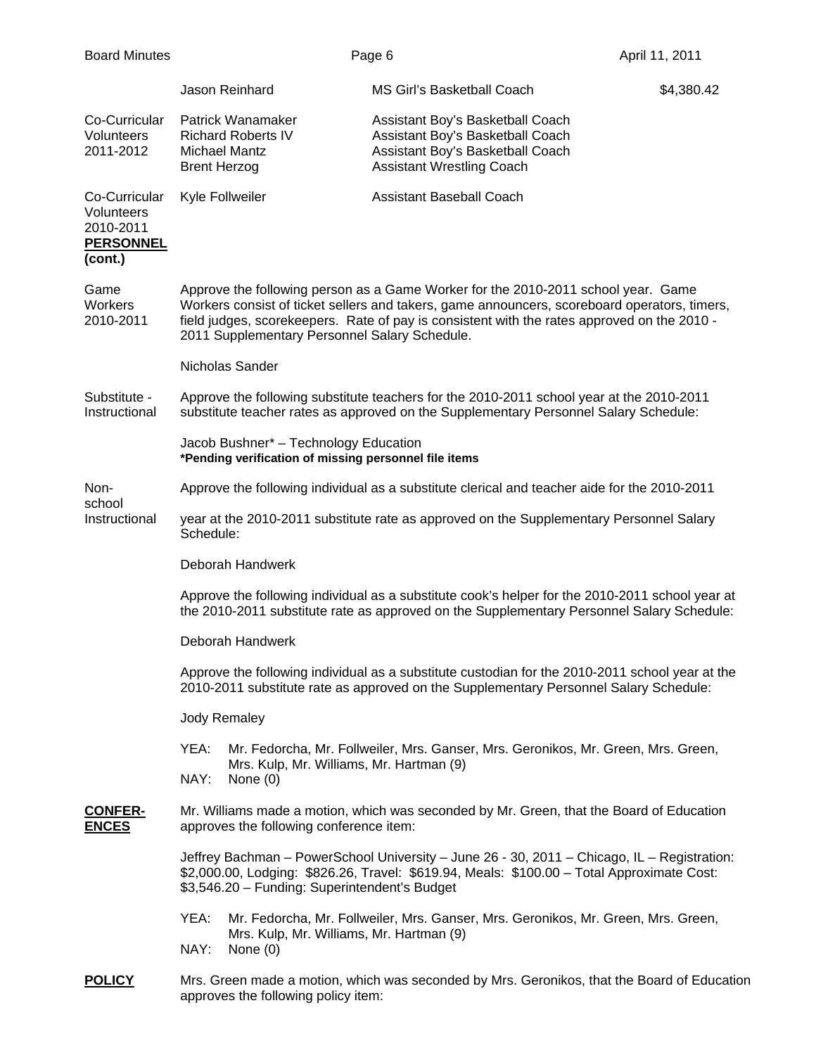| | Jason Reinhard | MS Girl's Basketball Coach | $4,380.42 |
|---|---|---|---|
| Co-Curricular Volunteers 2011-2012 | Patrick Wanamaker<br>Richard Roberts IV<br>Michael Mantz<br>Brent Herzog | Assistant Boy's Basketball Coach<br>Assistant Boy's Basketball Coach<br>Assistant Boy's Basketball Coach<br>Assistant Wrestling Coach | |
| Co-Curricular Volunteers 2010-2011 | Kyle Follweiler | Assistant Baseball Coach | |

**PERSONNEL (cont.)**

Game Workers 2010-2011

Approve the following person as a Game Worker for the 2010-2011 school year. Game Workers consist of ticket sellers and takers, game announcers, scoreboard operators, timers, field judges, scorekeepers. Rate of pay is consistent with the rates approved on the 2010 - 2011 Supplementary Personnel Salary Schedule.

Nicholas Sander

Substitute - Instructional

Approve the following substitute teachers for the 2010-2011 school year at the 2010-2011 substitute teacher rates as approved on the Supplementary Personnel Salary Schedule:

Jacob Bushner* – Technology Education
**\*Pending verification of missing personnel file items**

Non-school Instructional

Approve the following individual as a substitute clerical and teacher aide for the 2010-2011 year at the 2010-2011 substitute rate as approved on the Supplementary Personnel Salary Schedule:

Deborah Handwerk

Approve the following individual as a substitute cook's helper for the 2010-2011 school year at the 2010-2011 substitute rate as approved on the Supplementary Personnel Salary Schedule:

Deborah Handwerk

Approve the following individual as a substitute custodian for the 2010-2011 school year at the 2010-2011 substitute rate as approved on the Supplementary Personnel Salary Schedule:

Jody Remaley

YEA: Mr. Fedorcha, Mr. Follweiler, Mrs. Ganser, Mrs. Geronikos, Mr. Green, Mrs. Green, Mrs. Kulp, Mr. Williams, Mr. Hartman (9)
NAY: None (0)

**CONFERENCES**

Mr. Williams made a motion, which was seconded by Mr. Green, that the Board of Education approves the following conference item:

Jeffrey Bachman – PowerSchool University – June 26 - 30, 2011 – Chicago, IL – Registration: $2,000.00, Lodging: $826.26, Travel: $619.94, Meals: $100.00 – Total Approximate Cost: $3,546.20 – Funding: Superintendent's Budget

YEA: Mr. Fedorcha, Mr. Follweiler, Mrs. Ganser, Mrs. Geronikos, Mr. Green, Mrs. Green, Mrs. Kulp, Mr. Williams, Mr. Hartman (9)
NAY: None (0)

**POLICY**

Mrs. Green made a motion, which was seconded by Mrs. Geronikos, that the Board of Education approves the following policy item: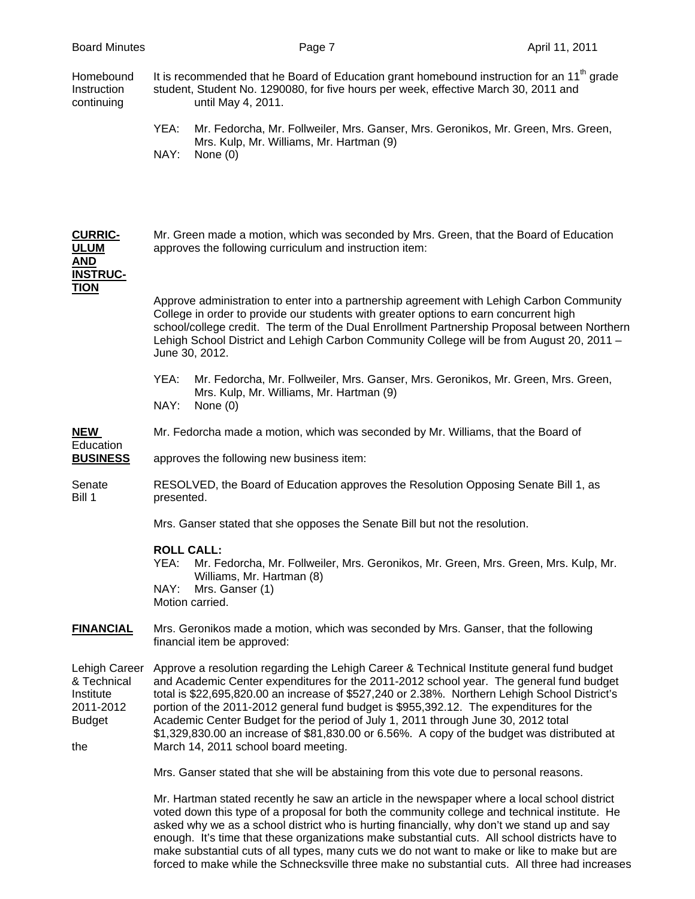Homebound Instruction continuing

It is recommended that he Board of Education grant homebound instruction for an 11th grade student, Student No. 1290080, for five hours per week, effective March 30, 2011 and until May 4, 2011.

YEA: Mr. Fedorcha, Mr. Follweiler, Mrs. Ganser, Mrs. Geronikos, Mr. Green, Mrs. Green, Mrs. Kulp, Mr. Williams, Mr. Hartman (9)
NAY: None (0)

**CURRICULUM AND INSTRUCTION**

Mr. Green made a motion, which was seconded by Mrs. Green, that the Board of Education approves the following curriculum and instruction item:

Approve administration to enter into a partnership agreement with Lehigh Carbon Community College in order to provide our students with greater options to earn concurrent high school/college credit. The term of the Dual Enrollment Partnership Proposal between Northern Lehigh School District and Lehigh Carbon Community College will be from August 20, 2011 – June 30, 2012.

YEA: Mr. Fedorcha, Mr. Follweiler, Mrs. Ganser, Mrs. Geronikos, Mr. Green, Mrs. Green, Mrs. Kulp, Mr. Williams, Mr. Hartman (9)
NAY: None (0)

**NEW BUSINESS**

Mr. Fedorcha made a motion, which was seconded by Mr. Williams, that the Board of Education approves the following new business item:

Senate Bill 1

RESOLVED, the Board of Education approves the Resolution Opposing Senate Bill 1, as presented.

Mrs. Ganser stated that she opposes the Senate Bill but not the resolution.

**ROLL CALL:**
YEA: Mr. Fedorcha, Mr. Follweiler, Mrs. Geronikos, Mr. Green, Mrs. Green, Mrs. Kulp, Mr. Williams, Mr. Hartman (8)
NAY: Mrs. Ganser (1)
Motion carried.

**FINANCIAL**

Mrs. Geronikos made a motion, which was seconded by Mrs. Ganser, that the following financial item be approved:

Lehigh Career & Technical Institute 2011-2012 Budget

Approve a resolution regarding the Lehigh Career & Technical Institute general fund budget and Academic Center expenditures for the 2011-2012 school year. The general fund budget total is $22,695,820.00 an increase of $527,240 or 2.38%. Northern Lehigh School District's portion of the 2011-2012 general fund budget is $955,392.12. The expenditures for the Academic Center Budget for the period of July 1, 2011 through June 30, 2012 total $1,329,830.00 an increase of $81,830.00 or 6.56%. A copy of the budget was distributed at the March 14, 2011 school board meeting.

Mrs. Ganser stated that she will be abstaining from this vote due to personal reasons.

Mr. Hartman stated recently he saw an article in the newspaper where a local school district voted down this type of a proposal for both the community college and technical institute. He asked why we as a school district who is hurting financially, why don't we stand up and say enough. It's time that these organizations make substantial cuts. All school districts have to make substantial cuts of all types, many cuts we do not want to make or like to make but are forced to make while the Schnecksville three make no substantial cuts. All three had increases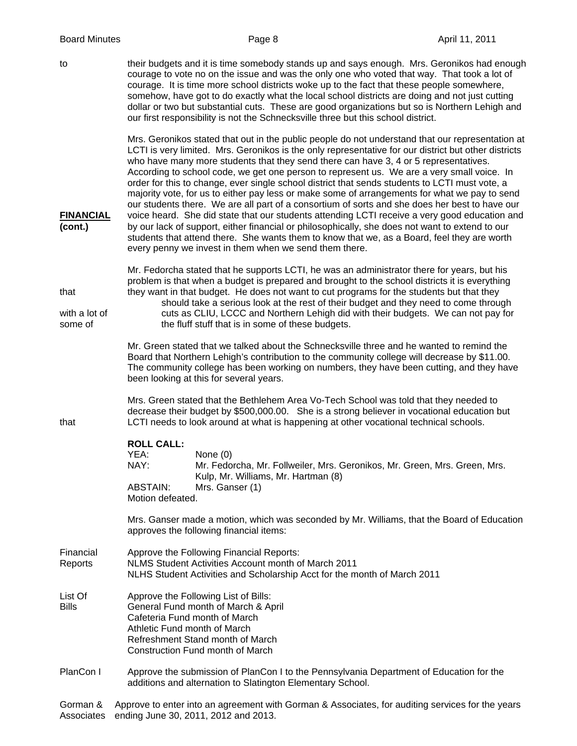to their budgets and it is time somebody stands up and says enough. Mrs. Geronikos had enough courage to vote no on the issue and was the only one who voted that way. That took a lot of courage. It is time more school districts woke up to the fact that these people somewhere, somehow, have got to do exactly what the local school districts are doing and not just cutting dollar or two but substantial cuts. These are good organizations but so is Northern Lehigh and our first responsibility is not the Schnecksville three but this school district.

**FINANCIAL (cont.)**

Mrs. Geronikos stated that out in the public people do not understand that our representation at LCTI is very limited. Mrs. Geronikos is the only representative for our district but other districts who have many more students that they send there can have 3, 4 or 5 representatives. According to school code, we get one person to represent us. We are a very small voice. In order for this to change, ever single school district that sends students to LCTI must vote, a majority vote, for us to either pay less or make some of arrangements for what we pay to send our students there. We are all part of a consortium of sorts and she does her best to have our voice heard. She did state that our students attending LCTI receive a very good education and by our lack of support, either financial or philosophically, she does not want to extend to our students that attend there. She wants them to know that we, as a Board, feel they are worth every penny we invest in them when we send them there.

Mr. Fedorcha stated that he supports LCTI, he was an administrator there for years, but his problem is that when a budget is prepared and brought to the school districts it is everything that they want in that budget. He does not want to cut programs for the students but that they should take a serious look at the rest of their budget and they need to come through with a lot of cuts as CLIU, LCCC and Northern Lehigh did with their budgets. We can not pay for some of the fluff stuff that is in some of these budgets.

Mr. Green stated that we talked about the Schnecksville three and he wanted to remind the Board that Northern Lehigh's contribution to the community college will decrease by $11.00. The community college has been working on numbers, they have been cutting, and they have been looking at this for several years.

Mrs. Green stated that the Bethlehem Area Vo-Tech School was told that they needed to decrease their budget by $500,000.00. She is a strong believer in vocational education but that LCTI needs to look around at what is happening at other vocational technical schools.

**ROLL CALL:**

YEA: None (0)
NAY: Mr. Fedorcha, Mr. Follweiler, Mrs. Geronikos, Mr. Green, Mrs. Green, Mrs. Kulp, Mr. Williams, Mr. Hartman (8)
ABSTAIN: Mrs. Ganser (1)
Motion defeated.

Mrs. Ganser made a motion, which was seconded by Mr. Williams, that the Board of Education approves the following financial items:

Financial Reports — Approve the Following Financial Reports:
NLMS Student Activities Account month of March 2011
NLHS Student Activities and Scholarship Acct for the month of March 2011

List Of Bills — Approve the Following List of Bills:
General Fund month of March & April
Cafeteria Fund month of March
Athletic Fund month of March
Refreshment Stand month of March
Construction Fund month of March

PlanCon I — Approve the submission of PlanCon I to the Pennsylvania Department of Education for the additions and alternation to Slatington Elementary School.

Gorman & Associates — Approve to enter into an agreement with Gorman & Associates, for auditing services for the years ending June 30, 2011, 2012 and 2013.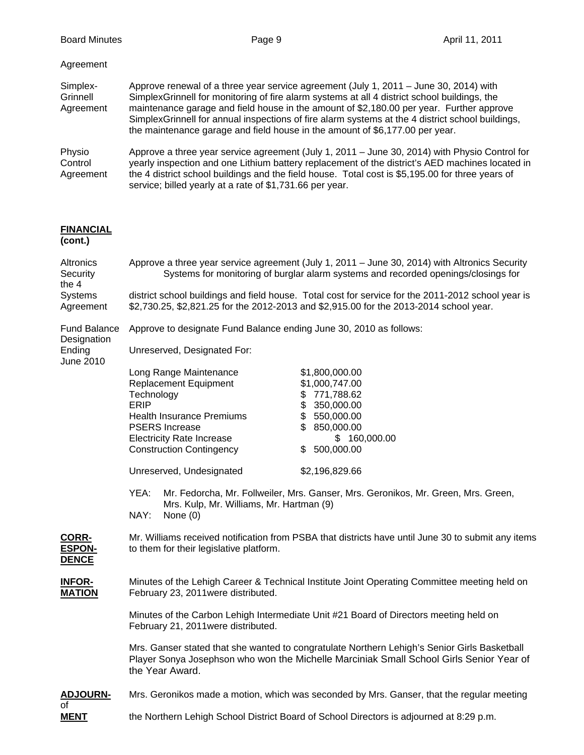Agreement

**Simplex-Grinnell Agreement** — Approve renewal of a three year service agreement (July 1, 2011 – June 30, 2014) with SimplexGrinnell for monitoring of fire alarm systems at all 4 district school buildings, the maintenance garage and field house in the amount of $2,180.00 per year. Further approve SimplexGrinnell for annual inspections of fire alarm systems at the 4 district school buildings, the maintenance garage and field house in the amount of $6,177.00 per year.

**Physio Control Agreement** — Approve a three year service agreement (July 1, 2011 – June 30, 2014) with Physio Control for yearly inspection and one Lithium battery replacement of the district's AED machines located in the 4 district school buildings and the field house. Total cost is $5,195.00 for three years of service; billed yearly at a rate of $1,731.66 per year.

## FINANCIAL (cont.)

**Altronics Security Systems Agreement** — Approve a three year service agreement (July 1, 2011 – June 30, 2014) with Altronics Security Systems for monitoring of burglar alarm systems and recorded openings/closings for the 4 district school buildings and field house. Total cost for service for the 2011-2012 school year is $2,730.25, $2,821.25 for the 2012-2013 and $2,915.00 for the 2013-2014 school year.

**Fund Balance Designation Ending June 2010** — Approve to designate Fund Balance ending June 30, 2010 as follows:

Unreserved, Designated For:

| | |
|---|---|
| Long Range Maintenance | $1,800,000.00 |
| Replacement Equipment | $1,000,747.00 |
| Technology | $ 771,788.62 |
| ERIP | $ 350,000.00 |
| Health Insurance Premiums | $ 550,000.00 |
| PSERS Increase | $ 850,000.00 |
| Electricity Rate Increase | $ 160,000.00 |
| Construction Contingency | $ 500,000.00 |
| | |
| Unreserved, Undesignated | $2,196,829.66 |

YEA: Mr. Fedorcha, Mr. Follweiler, Mrs. Ganser, Mrs. Geronikos, Mr. Green, Mrs. Green, Mrs. Kulp, Mr. Williams, Mr. Hartman (9)
NAY: None (0)

## CORRESPONDENCE

Mr. Williams received notification from PSBA that districts have until June 30 to submit any items to them for their legislative platform.

## INFORMATION

Minutes of the Lehigh Career & Technical Institute Joint Operating Committee meeting held on February 23, 2011were distributed.

Minutes of the Carbon Lehigh Intermediate Unit #21 Board of Directors meeting held on February 21, 2011were distributed.

Mrs. Ganser stated that she wanted to congratulate Northern Lehigh's Senior Girls Basketball Player Sonya Josephson who won the Michelle Marciniak Small School Girls Senior Year of the Year Award.

## ADJOURNMENT

Mrs. Geronikos made a motion, which was seconded by Mrs. Ganser, that the regular meeting of the Northern Lehigh School District Board of School Directors is adjourned at 8:29 p.m.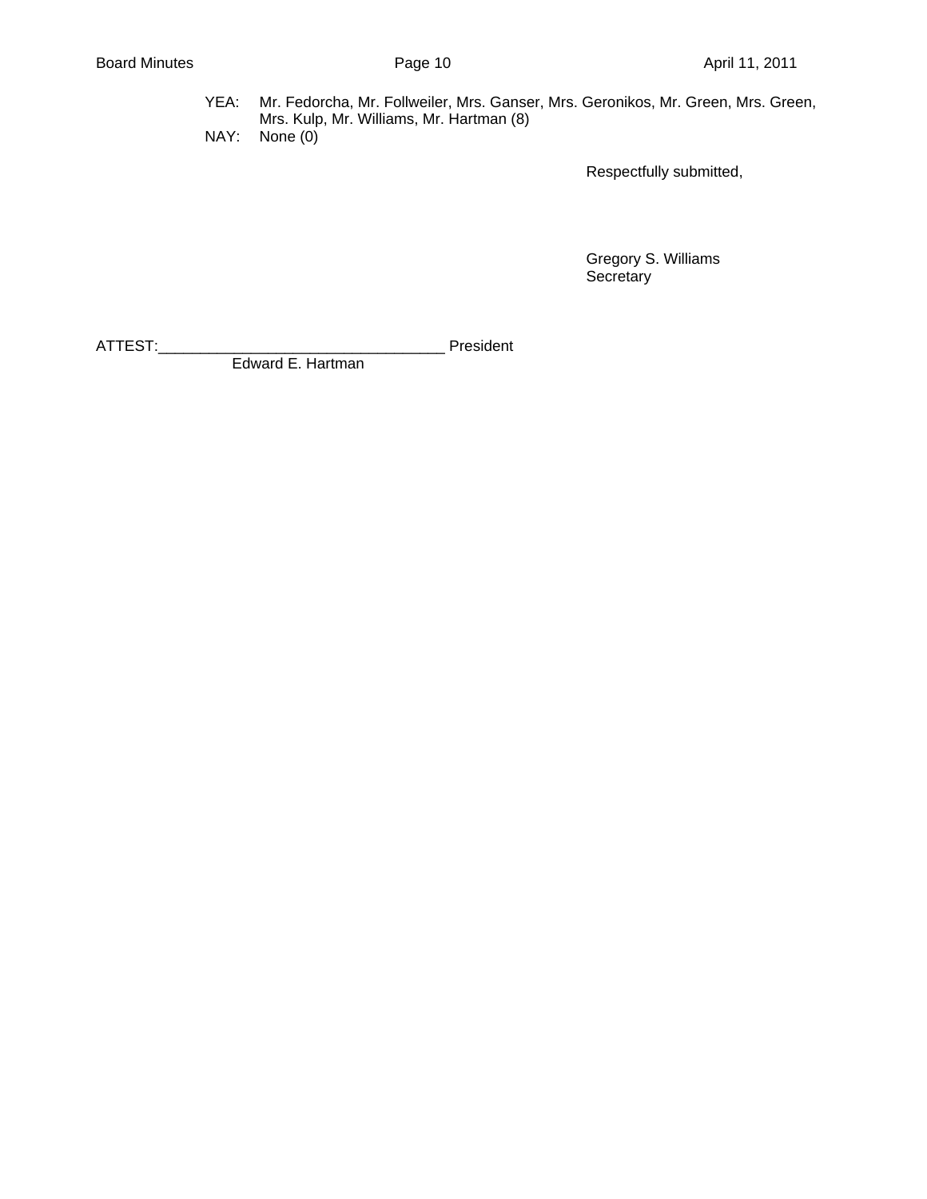YEA: Mr. Fedorcha, Mr. Follweiler, Mrs. Ganser, Mrs. Geronikos, Mr. Green, Mrs. Green, Mrs. Kulp, Mr. Williams, Mr. Hartman (8)
NAY: None (0)

Respectfully submitted,

Gregory S. Williams
Secretary

ATTEST:_________________________________ President
Edward E. Hartman